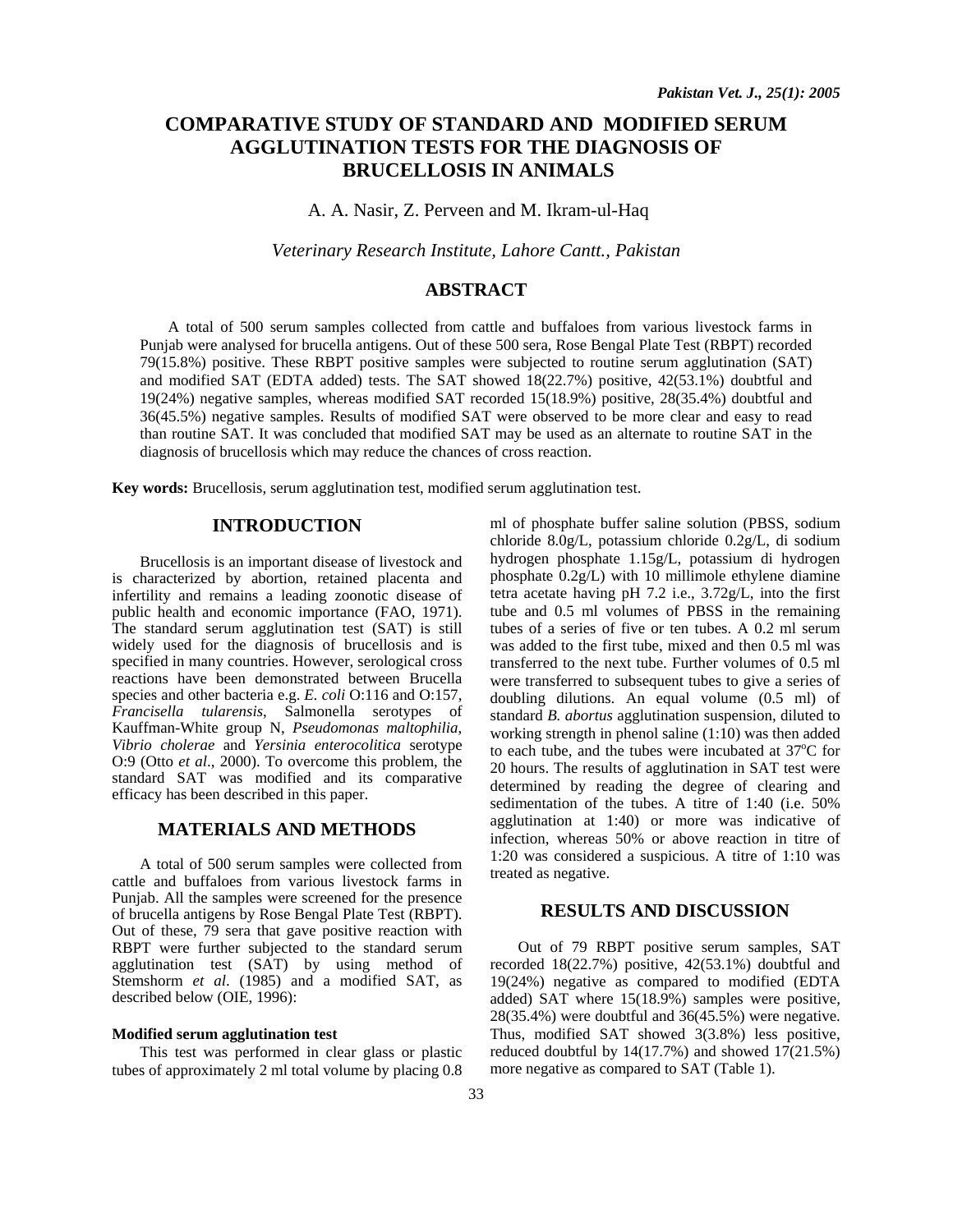# COMPARATIVE STUDY OF STANDARD AND MODIFIED SERUM AGGLUTINATION TESTS FOR THE DIAGNOSIS OF BRUCELLOSIS IN ANIMALS

A. A. Nasir, Z. Perveen and M. Ikram-ul-Haq

*Veterinary Research Institute, Lahore Cantt., Pakistan*

## ABSTRACT

A total of 500 serum samples collected from cattle and buffaloes from various livestock farms in Punjab were analysed for brucella antigens. Out of these 500 sera, Rose Bengal Plate Test (RBPT) recorded 79(15.8%) positive. These RBPT positive samples were subjected to routine serum agglutination (SAT) and modified SAT (EDTA added) tests. The SAT showed 18(22.7%) positive, 42(53.1%) doubtful and 19(24%) negative samples, whereas modified SAT recorded 15(18.9%) positive, 28(35.4%) doubtful and 36(45.5%) negative samples. Results of modified SAT were observed to be more clear and easy to read than routine SAT. It was concluded that modified SAT may be used as an alternate to routine SAT in the diagnosis of brucellosis which may reduce the chances of cross reaction.

**Key words:** Brucellosis, serum agglutination test, modified serum agglutination test.

## INTRODUCTION

Brucellosis is an important disease of livestock and is characterized by abortion, retained placenta and infertility and remains a leading zoonotic disease of public health and economic importance (FAO, 1971). The standard serum agglutination test (SAT) is still widely used for the diagnosis of brucellosis and is specified in many countries. However, serological cross reactions have been demonstrated between Brucella species and other bacteria e.g. *E. coli* O:116 and O:157, *Francisella tularensis*, Salmonella serotypes of Kauffman-White group N, *Pseudomonas maltophilia*, *Vibrio cholerae* and *Yersinia enterocolitica* serotype O:9 (Otto *et al*., 2000). To overcome this problem, the standard SAT was modified and its comparative efficacy has been described in this paper.

## MATERIALS AND METHODS

A total of 500 serum samples were collected from cattle and buffaloes from various livestock farms in Punjab. All the samples were screened for the presence of brucella antigens by Rose Bengal Plate Test (RBPT). Out of these, 79 sera that gave positive reaction with RBPT were further subjected to the standard serum agglutination test (SAT) by using method of Stemshorm *et al*. (1985) and a modified SAT, as described below (OIE, 1996):

### Modified serum agglutination test

This test was performed in clear glass or plastic tubes of approximately 2 ml total volume by placing 0.8 ml of phosphate buffer saline solution (PBSS, sodium chloride 8.0g/L, potassium chloride 0.2g/L, di sodium hydrogen phosphate 1.15g/L, potassium di hydrogen phosphate 0.2g/L) with 10 millimole ethylene diamine tetra acetate having pH 7.2 i.e., 3.72g/L, into the first tube and 0.5 ml volumes of PBSS in the remaining tubes of a series of five or ten tubes. A 0.2 ml serum was added to the first tube, mixed and then 0.5 ml was transferred to the next tube. Further volumes of 0.5 ml were transferred to subsequent tubes to give a series of doubling dilutions. An equal volume (0.5 ml) of standard *B. abortus* agglutination suspension, diluted to working strength in phenol saline (1:10) was then added to each tube, and the tubes were incubated at 37°C for 20 hours. The results of agglutination in SAT test were determined by reading the degree of clearing and sedimentation of the tubes. A titre of 1:40 (i.e. 50% agglutination at 1:40) or more was indicative of infection, whereas 50% or above reaction in titre of 1:20 was considered a suspicious. A titre of 1:10 was treated as negative.

## RESULTS AND DISCUSSION

Out of 79 RBPT positive serum samples, SAT recorded 18(22.7%) positive, 42(53.1%) doubtful and 19(24%) negative as compared to modified (EDTA added) SAT where 15(18.9%) samples were positive, 28(35.4%) were doubtful and 36(45.5%) were negative. Thus, modified SAT showed 3(3.8%) less positive, reduced doubtful by 14(17.7%) and showed 17(21.5%) more negative as compared to SAT (Table 1).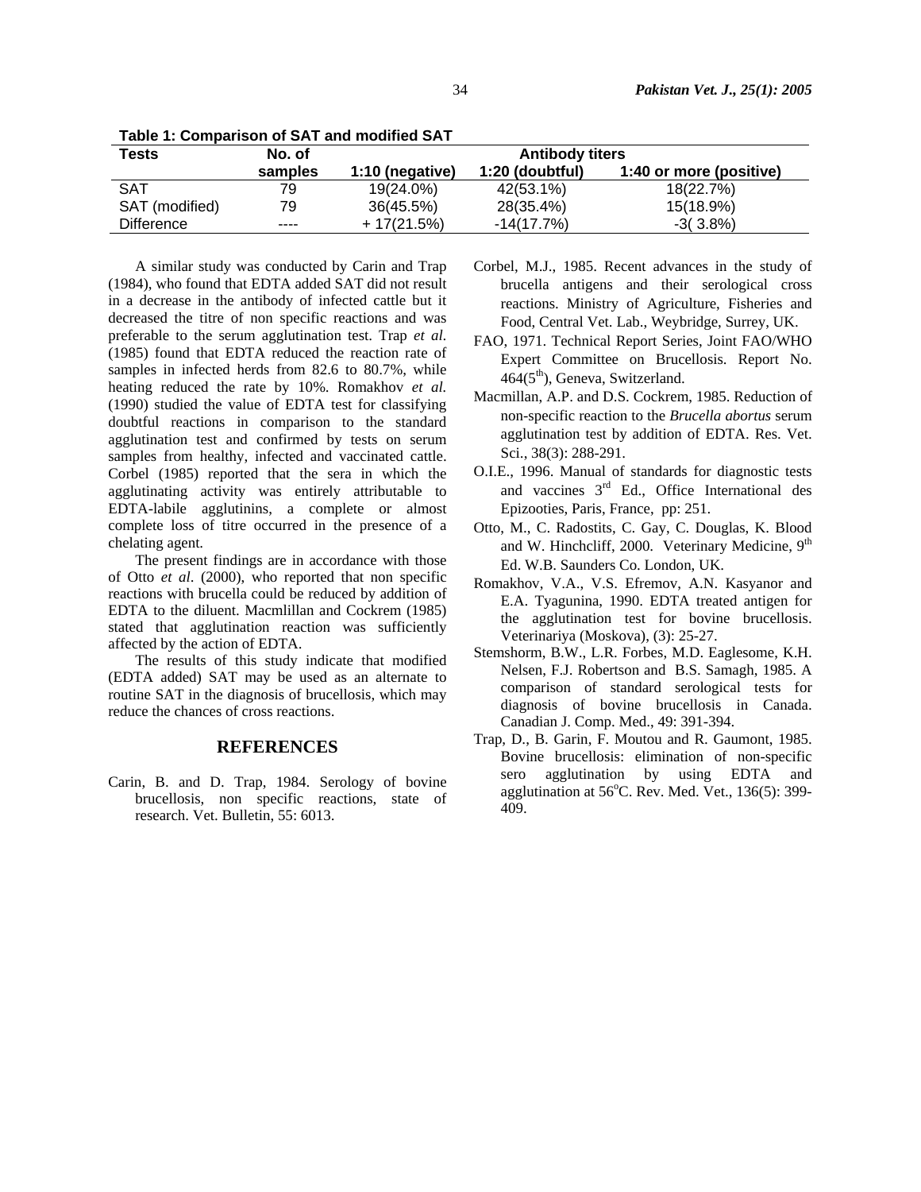**Table 1: Comparison of SAT and modified SAT**

| Tests | No. of samples | Antibody titers | | |
|---|---|---|---|---|
| | | 1:10 (negative) | 1:20 (doubtful) | 1:40 or more (positive) |
| SAT | 79 | 19(24.0%) | 42(53.1%) | 18(22.7%) |
| SAT (modified) | 79 | 36(45.5%) | 28(35.4%) | 15(18.9%) |
| Difference | ---- | + 17(21.5%) | -14(17.7%) | -3( 3.8%) |

A similar study was conducted by Carin and Trap (1984), who found that EDTA added SAT did not result in a decrease in the antibody of infected cattle but it decreased the titre of non specific reactions and was preferable to the serum agglutination test. Trap *et al*. (1985) found that EDTA reduced the reaction rate of samples in infected herds from 82.6 to 80.7%, while heating reduced the rate by 10%. Romakhov *et al.* (1990) studied the value of EDTA test for classifying doubtful reactions in comparison to the standard agglutination test and confirmed by tests on serum samples from healthy, infected and vaccinated cattle. Corbel (1985) reported that the sera in which the agglutinating activity was entirely attributable to EDTA-labile agglutinins, a complete or almost complete loss of titre occurred in the presence of a chelating agent.

The present findings are in accordance with those of Otto *et al*. (2000), who reported that non specific reactions with brucella could be reduced by addition of EDTA to the diluent. Macmlillan and Cockrem (1985) stated that agglutination reaction was sufficiently affected by the action of EDTA.

The results of this study indicate that modified (EDTA added) SAT may be used as an alternate to routine SAT in the diagnosis of brucellosis, which may reduce the chances of cross reactions.

## REFERENCES

Carin, B. and D. Trap, 1984. Serology of bovine brucellosis, non specific reactions, state of research. Vet. Bulletin, 55: 6013.

Corbel, M.J., 1985. Recent advances in the study of brucella antigens and their serological cross reactions. Ministry of Agriculture, Fisheries and Food, Central Vet. Lab., Weybridge, Surrey, UK.

FAO, 1971. Technical Report Series, Joint FAO/WHO Expert Committee on Brucellosis. Report No. 464(5th), Geneva, Switzerland.

Macmillan, A.P. and D.S. Cockrem, 1985. Reduction of non-specific reaction to the *Brucella abortus* serum agglutination test by addition of EDTA. Res. Vet. Sci., 38(3): 288-291.

O.I.E., 1996. Manual of standards for diagnostic tests and vaccines 3rd Ed., Office International des Epizooties, Paris, France, pp: 251.

Otto, M., C. Radostits, C. Gay, C. Douglas, K. Blood and W. Hinchcliff, 2000. Veterinary Medicine, 9th Ed. W.B. Saunders Co. London, UK.

Romakhov, V.A., V.S. Efremov, A.N. Kasyanor and E.A. Tyagunina, 1990. EDTA treated antigen for the agglutination test for bovine brucellosis. Veterinariya (Moskova), (3): 25-27.

Stemshorm, B.W., L.R. Forbes, M.D. Eaglesome, K.H. Nelsen, F.J. Robertson and B.S. Samagh, 1985. A comparison of standard serological tests for diagnosis of bovine brucellosis in Canada. Canadian J. Comp. Med., 49: 391-394.

Trap, D., B. Garin, F. Moutou and R. Gaumont, 1985. Bovine brucellosis: elimination of non-specific sero agglutination by using EDTA and agglutination at 56$^{o}$C. Rev. Med. Vet., 136(5): 399-409.